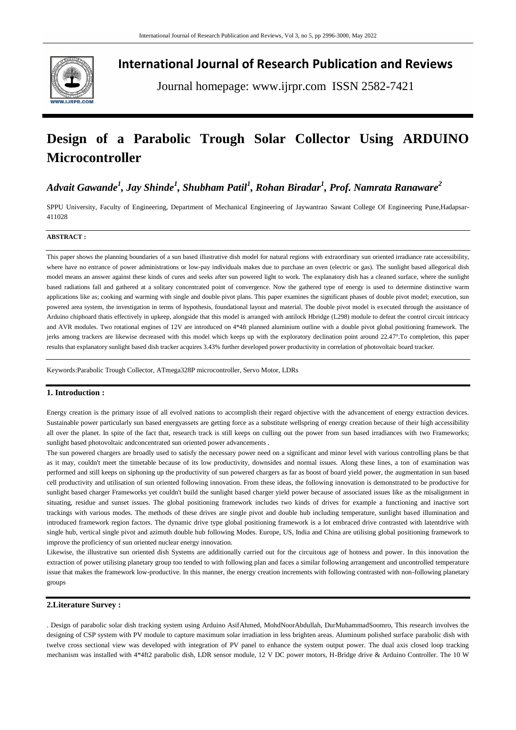# International Journal of Research Publication and Reviews

Journal homepage: www.ijrpr.com ISSN 2582-7421

# Design of a Parabolic Trough Solar Collector Using ARDUINO Microcontroller

***Advait Gawande[1], Jay Shinde[1], Shubham Patil[1], Rohan Biradar[1], Prof. Namrata Ranaware[2]***

SPPU University, Faculty of Engineering, Department of Mechanical Engineering of Jaywantrao Sawant College Of Engineering Pune,Hadapsar-411028

**ABSTRACT :**

This paper shows the planning boundaries of a sun based illustrative dish model for natural regions with extraordinary sun oriented irradiance rate accessibility, where have no entrance of power administrations or low-pay individuals makes due to purchase an oven (electric or gas). The sunlight based allegorical dish model means an answer against these kinds of cures and seeks after sun powered light to work. The explanatory dish has a cleaned surface, where the sunlight based radiations fall and gathered at a solitary concentrated point of convergence. Now the gathered type of energy is used to determine distinctive warm applications like as; cooking and warming with single and double pivot plans. This paper examines the significant phases of double pivot model; execution, sun powered area system, the investigation in terms of hypothesis, foundational layout and material. The double pivot model is executed through the assistance of Arduino chipboard thatis effectively in upkeep, alongside that this model is arranged with antilock Hbridge (L298) module to defeat the control circuit intricacy and AVR modules. Two rotational engines of 12V are introduced on 4*4ft planned aluminium outline with a double pivot global positioning framework. The jerks among trackers are likewise decreased with this model which keeps up with the exploratory declination point around 22.47°.To completion, this paper results that explanatory sunlight based dish tracker acquires 3.43% further developed power productivity in correlation of photovoltaic board tracker.

Keywords:Parabolic Trough Collector, ATmega328P microcontroller, Servo Motor, LDRs

## 1. Introduction :

Energy creation is the primary issue of all evolved nations to accomplish their regard objective with the advancement of energy extraction devices. Sustainable power particularly sun based energyassets are getting force as a substitute wellspring of energy creation because of their high accessibility all over the planet. In spite of the fact that, research track is still keeps on culling out the power from sun based irradiances with two Frameworks; sunlight based photovoltaic andconcentrated sun oriented power advancements .

The sun powered chargers are broadly used to satisfy the necessary power need on a significant and minor level with various controlling plans be that as it may, couldn't meet the timetable because of its low productivity, downsides and normal issues. Along these lines, a ton of examination was performed and still keeps on siphoning up the productivity of sun powered chargers as far as boost of board yield power, the augmentation in sun based cell productivity and utilisation of sun oriented following innovation. From these ideas, the following innovation is demonstrated to be productive for sunlight based charger Frameworks yet couldn't build the sunlight based charger yield power because of associated issues like as the misalignment in situating, residue and sunset issues. The global positioning framework includes two kinds of drives for example a functioning and inactive sort trackings with various modes. The methods of these drives are single pivot and double hub including temperature, sunlight based illumination and introduced framework region factors. The dynamic drive type global positioning framework is a lot embraced drive contrasted with latentdrive with single hub, vertical single pivot and azimuth double hub following Modes. Europe, US, India and China are utilising global positioning framework to improve the proficiency of sun oriented nuclear energy innovation.

Likewise, the illustrative sun oriented dish Systems are additionally carried out for the circuitous age of hotness and power. In this innovation the extraction of power utilising planetary group too tended to with following plan and faces a similar following arrangement and uncontrolled temperature issue that makes the framework low-productive. In this manner, the energy creation increments with following contrasted with non-following planetary groups

## 2.Literature Survey :

. Design of parabolic solar dish tracking system using Arduino AsifAhmed, MohdNoorAbdullah, DurMuhammadSoomro, This research involves the designing of CSP system with PV module to capture maximum solar irradiation in less brighten areas. Aluminum polished surface parabolic dish with twelve cross sectional view was developed with integration of PV panel to enhance the system output power. The dual axis closed loop tracking mechanism was installed with 4*4ft2 parabolic dish, LDR sensor module, 12 V DC power motors, H-Bridge drive & Arduino Controller. The 10 W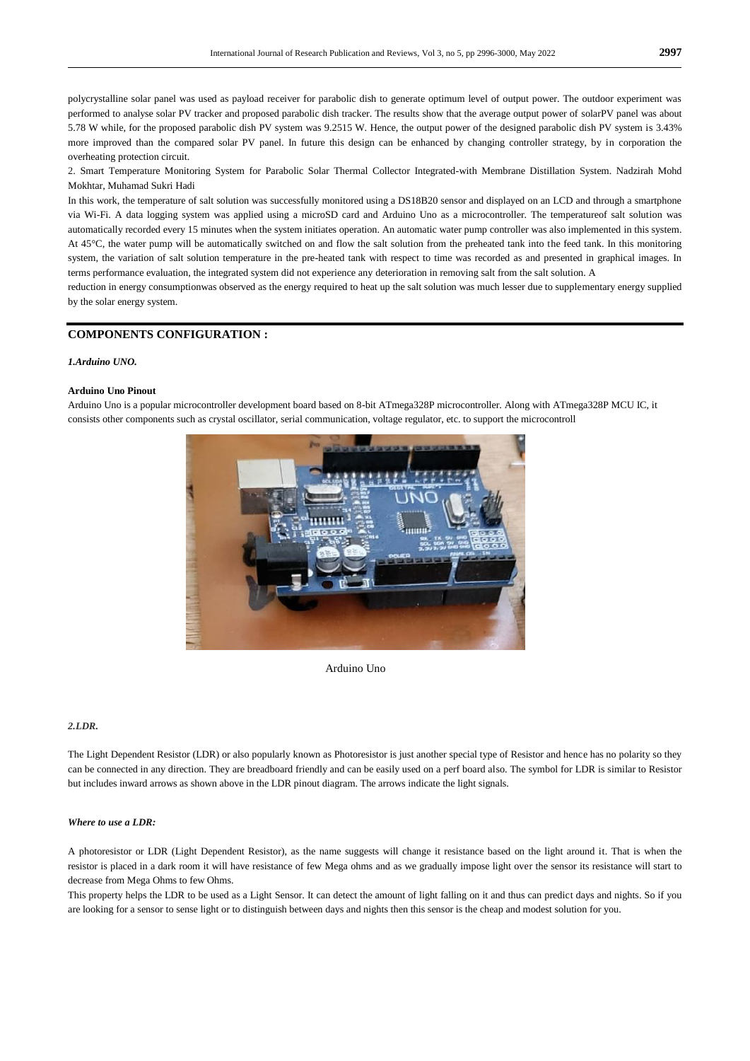polycrystalline solar panel was used as payload receiver for parabolic dish to generate optimum level of output power. The outdoor experiment was performed to analyse solar PV tracker and proposed parabolic dish tracker. The results show that the average output power of solarPV panel was about 5.78 W while, for the proposed parabolic dish PV system was 9.2515 W. Hence, the output power of the designed parabolic dish PV system is 3.43% more improved than the compared solar PV panel. In future this design can be enhanced by changing controller strategy, by in corporation the overheating protection circuit.

2. Smart Temperature Monitoring System for Parabolic Solar Thermal Collector Integrated-with Membrane Distillation System. Nadzirah Mohd Mokhtar, Muhamad Sukri Hadi

In this work, the temperature of salt solution was successfully monitored using a DS18B20 sensor and displayed on an LCD and through a smartphone via Wi-Fi. A data logging system was applied using a microSD card and Arduino Uno as a microcontroller. The temperatureof salt solution was automatically recorded every 15 minutes when the system initiates operation. An automatic water pump controller was also implemented in this system. At 45°C, the water pump will be automatically switched on and flow the salt solution from the preheated tank into the feed tank. In this monitoring system, the variation of salt solution temperature in the pre-heated tank with respect to time was recorded as and presented in graphical images. In terms performance evaluation, the integrated system did not experience any deterioration in removing salt from the salt solution. A

reduction in energy consumptionwas observed as the energy required to heat up the salt solution was much lesser due to supplementary energy supplied by the solar energy system.

## COMPONENTS CONFIGURATION :

***1.Arduino UNO.***

**Arduino Uno Pinout**

Arduino Uno is a popular microcontroller development board based on 8-bit ATmega328P microcontroller. Along with ATmega328P MCU IC, it consists other components such as crystal oscillator, serial communication, voltage regulator, etc. to support the microcontroll

Arduino Uno

***2.LDR.***

The Light Dependent Resistor (LDR) or also popularly known as Photoresistor is just another special type of Resistor and hence has no polarity so they can be connected in any direction. They are breadboard friendly and can be easily used on a perf board also. The symbol for LDR is similar to Resistor but includes inward arrows as shown above in the LDR pinout diagram. The arrows indicate the light signals.

***Where to use a LDR:***

A photoresistor or LDR (Light Dependent Resistor), as the name suggests will change it resistance based on the light around it. That is when the resistor is placed in a dark room it will have resistance of few Mega ohms and as we gradually impose light over the sensor its resistance will start to decrease from Mega Ohms to few Ohms.

This property helps the LDR to be used as a Light Sensor. It can detect the amount of light falling on it and thus can predict days and nights. So if you are looking for a sensor to sense light or to distinguish between days and nights then this sensor is the cheap and modest solution for you.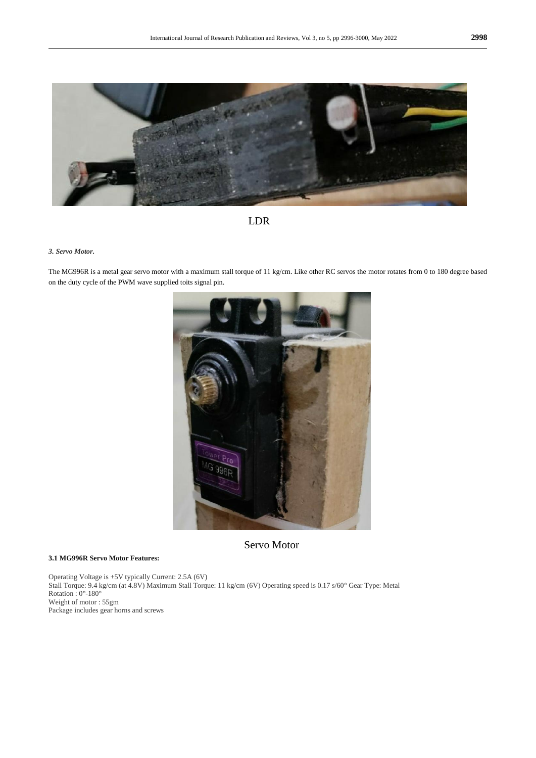LDR

***3. Servo Motor.***

The MG996R is a metal gear servo motor with a maximum stall torque of 11 kg/cm. Like other RC servos the motor rotates from 0 to 180 degree based on the duty cycle of the PWM wave supplied toits signal pin.

Servo Motor

**3.1 MG996R Servo Motor Features:**

Operating Voltage is +5V typically Current: 2.5A (6V)
Stall Torque: 9.4 kg/cm (at 4.8V) Maximum Stall Torque: 11 kg/cm (6V) Operating speed is 0.17 s/60° Gear Type: Metal
Rotation : 0°-180°
Weight of motor : 55gm
Package includes gear horns and screws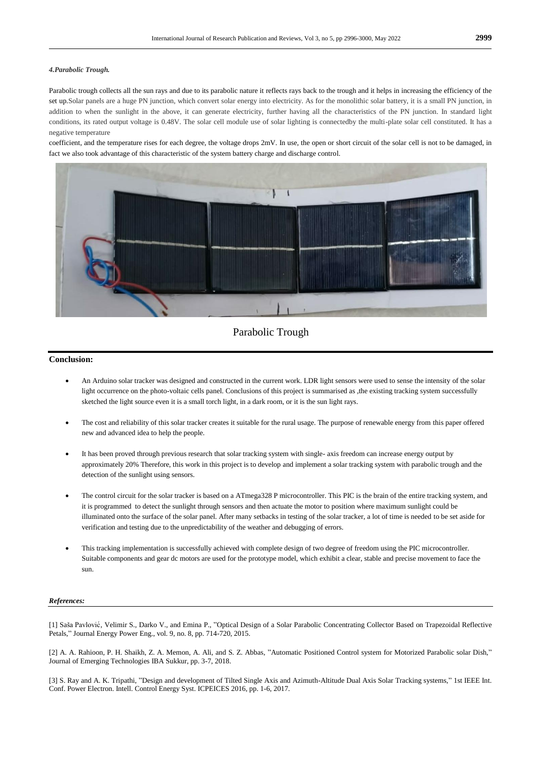*4.Parabolic Trough.*

Parabolic trough collects all the sun rays and due to its parabolic nature it reflects rays back to the trough and it helps in increasing the efficiency of the set up.Solar panels are a huge PN junction, which convert solar energy into electricity. As for the monolithic solar battery, it is a small PN junction, in addition to when the sunlight in the above, it can generate electricity, further having all the characteristics of the PN junction. In standard light conditions, its rated output voltage is 0.48V. The solar cell module use of solar lighting is connectedby the multi-plate solar cell constituted. It has a negative temperature

coefficient, and the temperature rises for each degree, the voltage drops 2mV. In use, the open or short circuit of the solar cell is not to be damaged, in fact we also took advantage of this characteristic of the system battery charge and discharge control.

Parabolic Trough

**Conclusion:**

- An Arduino solar tracker was designed and constructed in the current work. LDR light sensors were used to sense the intensity of the solar light occurrence on the photo-voltaic cells panel. Conclusions of this project is summarised as ,the existing tracking system successfully sketched the light source even it is a small torch light, in a dark room, or it is the sun light rays.
- The cost and reliability of this solar tracker creates it suitable for the rural usage. The purpose of renewable energy from this paper offered new and advanced idea to help the people.
- It has been proved through previous research that solar tracking system with single- axis freedom can increase energy output by approximately 20% Therefore, this work in this project is to develop and implement a solar tracking system with parabolic trough and the detection of the sunlight using sensors.
- The control circuit for the solar tracker is based on a ATmega328 P microcontroller. This PIC is the brain of the entire tracking system, and it is programmed to detect the sunlight through sensors and then actuate the motor to position where maximum sunlight could be illuminated onto the surface of the solar panel. After many setbacks in testing of the solar tracker, a lot of time is needed to be set aside for verification and testing due to the unpredictability of the weather and debugging of errors.
- This tracking implementation is successfully achieved with complete design of two degree of freedom using the PIC microcontroller. Suitable components and gear dc motors are used for the prototype model, which exhibit a clear, stable and precise movement to face the sun.

***References:***

[1] Saša Pavlović, Velimir S., Darko V., and Emina P., "Optical Design of a Solar Parabolic Concentrating Collector Based on Trapezoidal Reflective Petals," Journal Energy Power Eng., vol. 9, no. 8, pp. 714-720, 2015.

[2] A. A. Rahioon, P. H. Shaikh, Z. A. Memon, A. Ali, and S. Z. Abbas, "Automatic Positioned Control system for Motorized Parabolic solar Dish," Journal of Emerging Technologies IBA Sukkur, pp. 3-7, 2018.

[3] S. Ray and A. K. Tripathi, "Design and development of Tilted Single Axis and Azimuth-Altitude Dual Axis Solar Tracking systems," 1st IEEE Int. Conf. Power Electron. Intell. Control Energy Syst. ICPEICES 2016, pp. 1-6, 2017.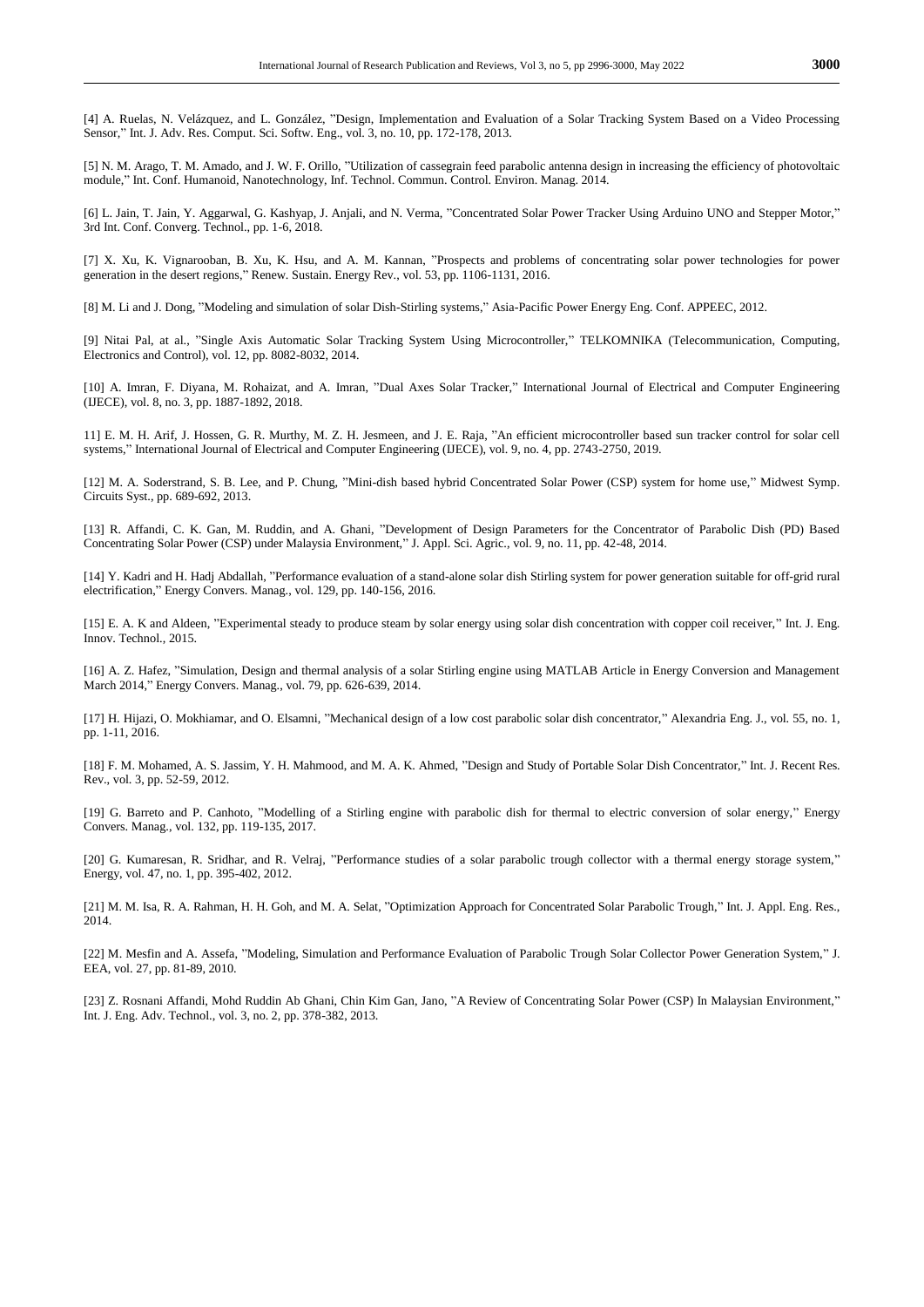[4] A. Ruelas, N. Velázquez, and L. González, "Design, Implementation and Evaluation of a Solar Tracking System Based on a Video Processing Sensor," Int. J. Adv. Res. Comput. Sci. Softw. Eng., vol. 3, no. 10, pp. 172-178, 2013.

[5] N. M. Arago, T. M. Amado, and J. W. F. Orillo, "Utilization of cassegrain feed parabolic antenna design in increasing the efficiency of photovoltaic module," Int. Conf. Humanoid, Nanotechnology, Inf. Technol. Commun. Control. Environ. Manag. 2014.

[6] L. Jain, T. Jain, Y. Aggarwal, G. Kashyap, J. Anjali, and N. Verma, "Concentrated Solar Power Tracker Using Arduino UNO and Stepper Motor," 3rd Int. Conf. Converg. Technol., pp. 1-6, 2018.

[7] X. Xu, K. Vignarooban, B. Xu, K. Hsu, and A. M. Kannan, "Prospects and problems of concentrating solar power technologies for power generation in the desert regions," Renew. Sustain. Energy Rev., vol. 53, pp. 1106-1131, 2016.

[8] M. Li and J. Dong, "Modeling and simulation of solar Dish-Stirling systems," Asia-Pacific Power Energy Eng. Conf. APPEEC, 2012.

[9] Nitai Pal, at al., "Single Axis Automatic Solar Tracking System Using Microcontroller," TELKOMNIKA (Telecommunication, Computing, Electronics and Control), vol. 12, pp. 8082-8032, 2014.

[10] A. Imran, F. Diyana, M. Rohaizat, and A. Imran, "Dual Axes Solar Tracker," International Journal of Electrical and Computer Engineering (IJECE), vol. 8, no. 3, pp. 1887-1892, 2018.

11] E. M. H. Arif, J. Hossen, G. R. Murthy, M. Z. H. Jesmeen, and J. E. Raja, "An efficient microcontroller based sun tracker control for solar cell systems," International Journal of Electrical and Computer Engineering (IJECE), vol. 9, no. 4, pp. 2743-2750, 2019.

[12] M. A. Soderstrand, S. B. Lee, and P. Chung, "Mini-dish based hybrid Concentrated Solar Power (CSP) system for home use," Midwest Symp. Circuits Syst., pp. 689-692, 2013.

[13] R. Affandi, C. K. Gan, M. Ruddin, and A. Ghani, "Development of Design Parameters for the Concentrator of Parabolic Dish (PD) Based Concentrating Solar Power (CSP) under Malaysia Environment," J. Appl. Sci. Agric., vol. 9, no. 11, pp. 42-48, 2014.

[14] Y. Kadri and H. Hadj Abdallah, "Performance evaluation of a stand-alone solar dish Stirling system for power generation suitable for off-grid rural electrification," Energy Convers. Manag., vol. 129, pp. 140-156, 2016.

[15] E. A. K and Aldeen, "Experimental steady to produce steam by solar energy using solar dish concentration with copper coil receiver," Int. J. Eng. Innov. Technol., 2015.

[16] A. Z. Hafez, "Simulation, Design and thermal analysis of a solar Stirling engine using MATLAB Article in Energy Conversion and Management March 2014," Energy Convers. Manag., vol. 79, pp. 626-639, 2014.

[17] H. Hijazi, O. Mokhiamar, and O. Elsamni, "Mechanical design of a low cost parabolic solar dish concentrator," Alexandria Eng. J., vol. 55, no. 1, pp. 1-11, 2016.

[18] F. M. Mohamed, A. S. Jassim, Y. H. Mahmood, and M. A. K. Ahmed, "Design and Study of Portable Solar Dish Concentrator," Int. J. Recent Res. Rev., vol. 3, pp. 52-59, 2012.

[19] G. Barreto and P. Canhoto, "Modelling of a Stirling engine with parabolic dish for thermal to electric conversion of solar energy," Energy Convers. Manag., vol. 132, pp. 119-135, 2017.

[20] G. Kumaresan, R. Sridhar, and R. Velraj, "Performance studies of a solar parabolic trough collector with a thermal energy storage system," Energy, vol. 47, no. 1, pp. 395-402, 2012.

[21] M. M. Isa, R. A. Rahman, H. H. Goh, and M. A. Selat, "Optimization Approach for Concentrated Solar Parabolic Trough," Int. J. Appl. Eng. Res., 2014.

[22] M. Mesfin and A. Assefa, "Modeling, Simulation and Performance Evaluation of Parabolic Trough Solar Collector Power Generation System," J. EEA, vol. 27, pp. 81-89, 2010.

[23] Z. Rosnani Affandi, Mohd Ruddin Ab Ghani, Chin Kim Gan, Jano, "A Review of Concentrating Solar Power (CSP) In Malaysian Environment," Int. J. Eng. Adv. Technol., vol. 3, no. 2, pp. 378-382, 2013.